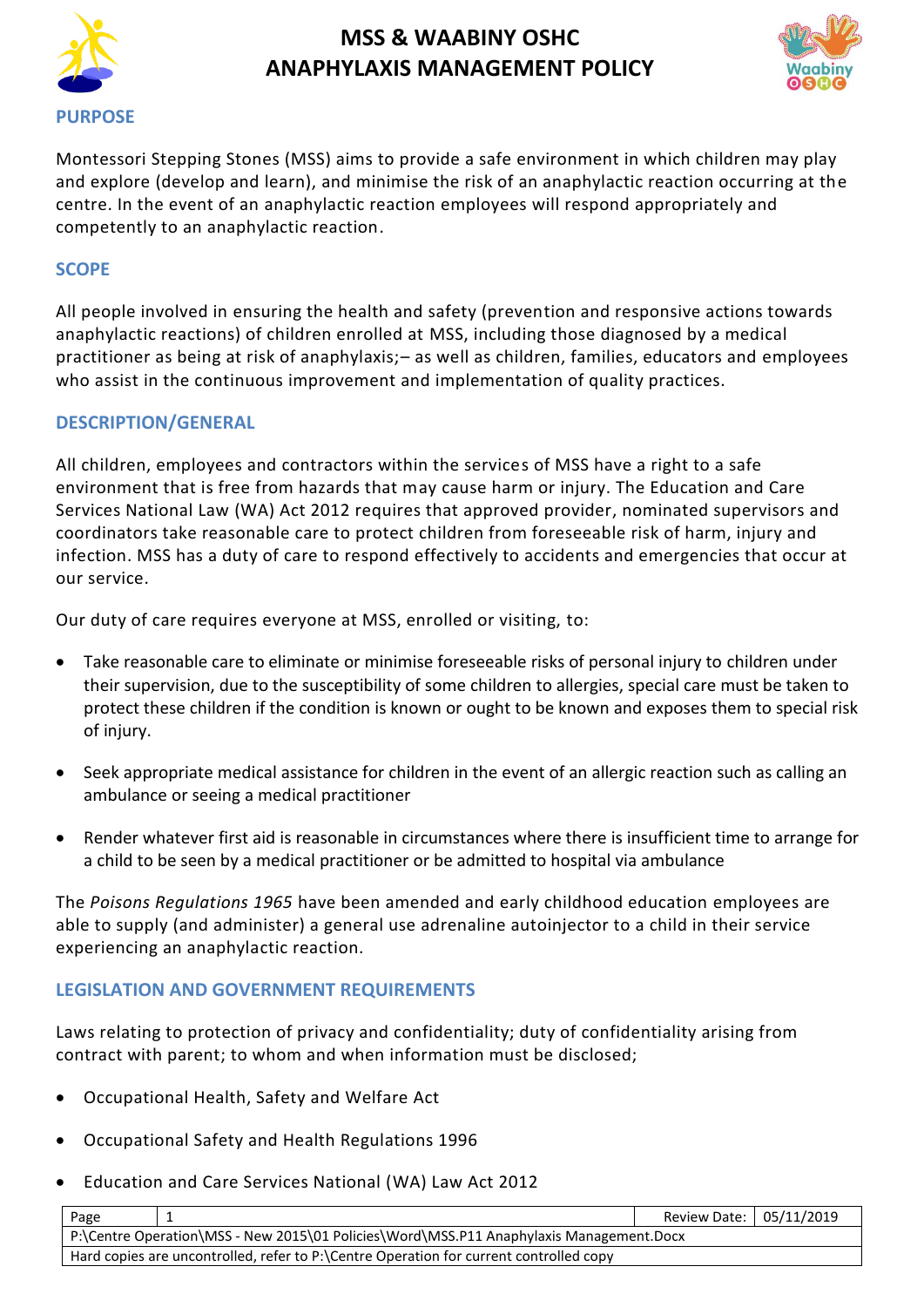# MSS & WAABINY OSHC ANAPHYLAXIS MANAGEMENT POLICY

## PURPOSE

Montessori Stepping Stones (MSS) aims to provide a safe environment in which children may play and explore (develop and learn), and minimise the risk of an anaphylactic reaction occurring at the centre. In the event of an anaphylactic reaction employees will respond appropriately and competently to an anaphylactic reaction.

## SCOPE

All people involved in ensuring the health and safety (prevention and responsive actions towards anaphylactic reactions) of children enrolled at MSS, including those diagnosed by a medical practitioner as being at risk of anaphylaxis;– as well as children, families, educators and employees who assist in the continuous improvement and implementation of quality practices.

## DESCRIPTION/GENERAL

All children, employees and contractors within the services of MSS have a right to a safe environment that is free from hazards that may cause harm or injury. The Education and Care Services National Law (WA) Act 2012 requires that approved provider, nominated supervisors and coordinators take reasonable care to protect children from foreseeable risk of harm, injury and infection. MSS has a duty of care to respond effectively to accidents and emergencies that occur at our service.

Our duty of care requires everyone at MSS, enrolled or visiting, to:

- Take reasonable care to eliminate or minimise foreseeable risks of personal injury to children under their supervision, due to the susceptibility of some children to allergies, special care must be taken to protect these children if the condition is known or ought to be known and exposes them to special risk of injury.
- Seek appropriate medical assistance for children in the event of an allergic reaction such as calling an ambulance or seeing a medical practitioner
- Render whatever first aid is reasonable in circumstances where there is insufficient time to arrange for a child to be seen by a medical practitioner or be admitted to hospital via ambulance

The *Poisons Regulations 1965* have been amended and early childhood education employees are able to supply (and administer) a general use adrenaline autoinjector to a child in their service experiencing an anaphylactic reaction.

## LEGISLATION AND GOVERNMENT REQUIREMENTS

Laws relating to protection of privacy and confidentiality; duty of confidentiality arising from contract with parent; to whom and when information must be disclosed;

- Occupational Health, Safety and Welfare Act
- Occupational Safety and Health Regulations 1996
- Education and Care Services National (WA) Law Act 2012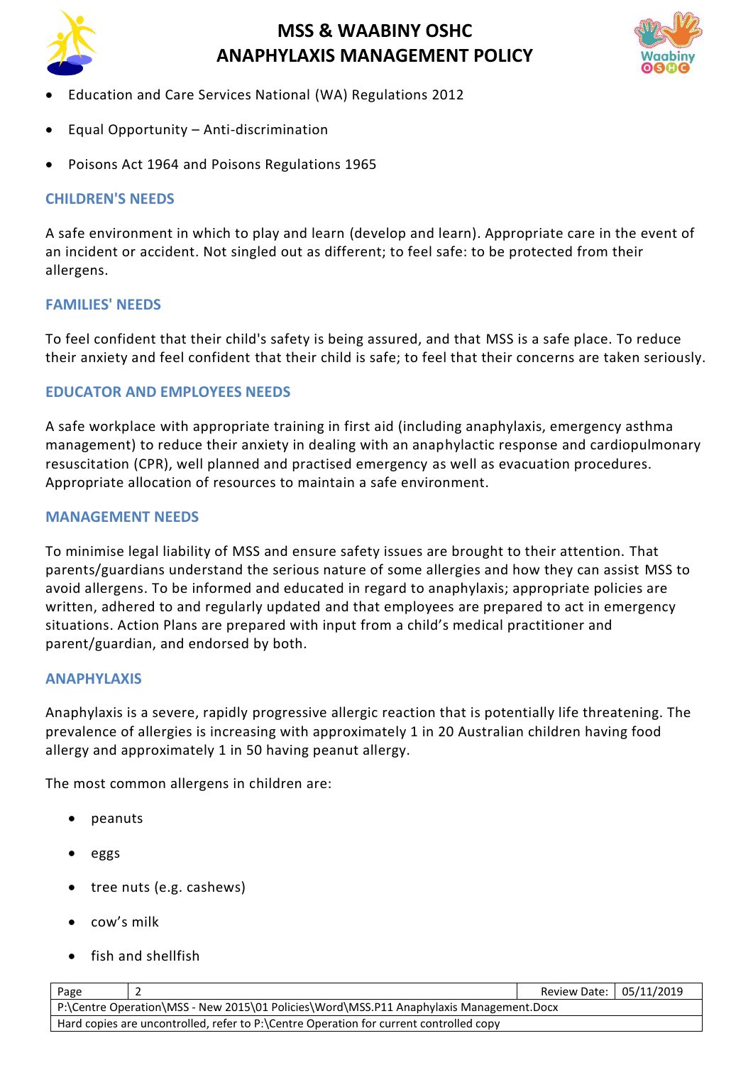- Education and Care Services National (WA) Regulations 2012
- Equal Opportunity – Anti-discrimination
- Poisons Act 1964 and Poisons Regulations 1965

## CHILDREN'S NEEDS

A safe environment in which to play and learn (develop and learn). Appropriate care in the event of an incident or accident. Not singled out as different; to feel safe: to be protected from their allergens.

## FAMILIES' NEEDS

To feel confident that their child's safety is being assured, and that MSS is a safe place. To reduce their anxiety and feel confident that their child is safe; to feel that their concerns are taken seriously.

## EDUCATOR AND EMPLOYEES NEEDS

A safe workplace with appropriate training in first aid (including anaphylaxis, emergency asthma management) to reduce their anxiety in dealing with an anaphylactic response and cardiopulmonary resuscitation (CPR), well planned and practised emergency as well as evacuation procedures. Appropriate allocation of resources to maintain a safe environment.

## MANAGEMENT NEEDS

To minimise legal liability of MSS and ensure safety issues are brought to their attention. That parents/guardians understand the serious nature of some allergies and how they can assist MSS to avoid allergens. To be informed and educated in regard to anaphylaxis; appropriate policies are written, adhered to and regularly updated and that employees are prepared to act in emergency situations. Action Plans are prepared with input from a child's medical practitioner and parent/guardian, and endorsed by both.

## ANAPHYLAXIS

Anaphylaxis is a severe, rapidly progressive allergic reaction that is potentially life threatening. The prevalence of allergies is increasing with approximately 1 in 20 Australian children having food allergy and approximately 1 in 50 having peanut allergy.

The most common allergens in children are:

- peanuts
- eggs
- tree nuts (e.g. cashews)
- cow's milk
- fish and shellfish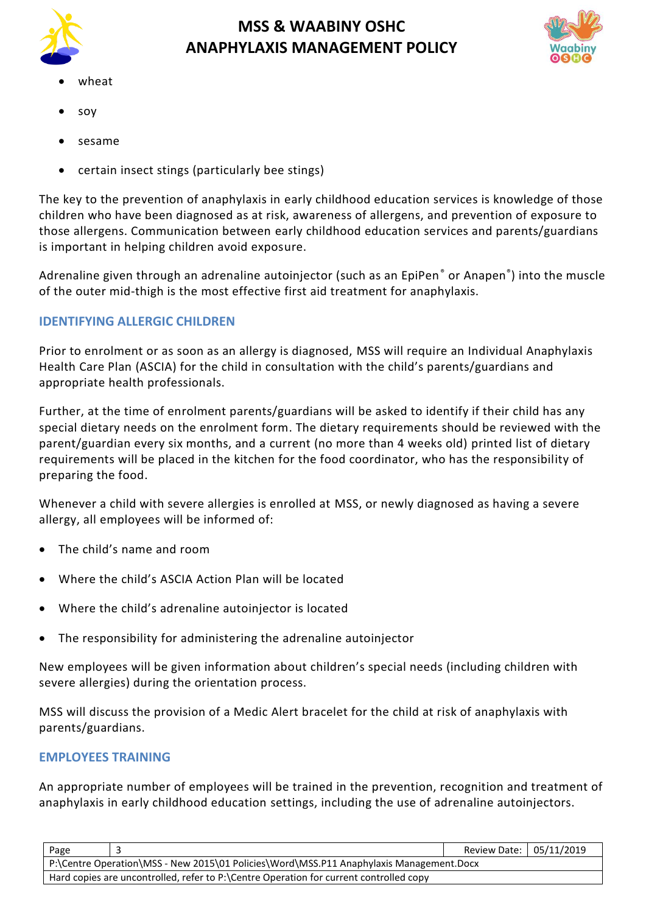- wheat
- soy
- sesame
- certain insect stings (particularly bee stings)

The key to the prevention of anaphylaxis in early childhood education services is knowledge of those children who have been diagnosed as at risk, awareness of allergens, and prevention of exposure to those allergens. Communication between early childhood education services and parents/guardians is important in helping children avoid exposure.

Adrenaline given through an adrenaline autoinjector (such as an EpiPen® or Anapen®) into the muscle of the outer mid-thigh is the most effective first aid treatment for anaphylaxis.

## IDENTIFYING ALLERGIC CHILDREN

Prior to enrolment or as soon as an allergy is diagnosed, MSS will require an Individual Anaphylaxis Health Care Plan (ASCIA) for the child in consultation with the child's parents/guardians and appropriate health professionals.

Further, at the time of enrolment parents/guardians will be asked to identify if their child has any special dietary needs on the enrolment form. The dietary requirements should be reviewed with the parent/guardian every six months, and a current (no more than 4 weeks old) printed list of dietary requirements will be placed in the kitchen for the food coordinator, who has the responsibility of preparing the food.

Whenever a child with severe allergies is enrolled at MSS, or newly diagnosed as having a severe allergy, all employees will be informed of:

- The child's name and room
- Where the child's ASCIA Action Plan will be located
- Where the child's adrenaline autoinjector is located
- The responsibility for administering the adrenaline autoinjector

New employees will be given information about children's special needs (including children with severe allergies) during the orientation process.

MSS will discuss the provision of a Medic Alert bracelet for the child at risk of anaphylaxis with parents/guardians.

## EMPLOYEES TRAINING

An appropriate number of employees will be trained in the prevention, recognition and treatment of anaphylaxis in early childhood education settings, including the use of adrenaline autoinjectors.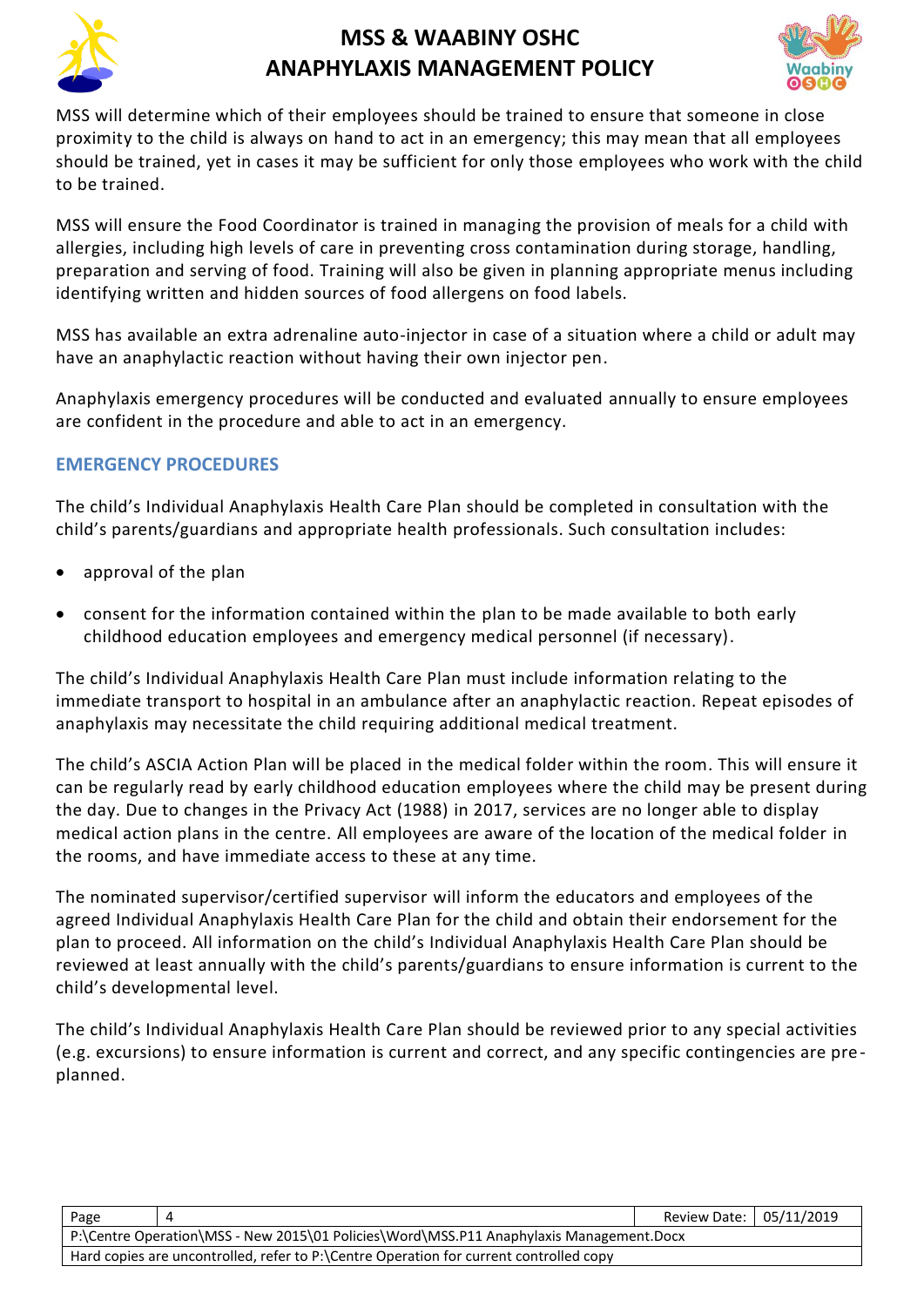MSS will determine which of their employees should be trained to ensure that someone in close proximity to the child is always on hand to act in an emergency; this may mean that all employees should be trained, yet in cases it may be sufficient for only those employees who work with the child to be trained.

MSS will ensure the Food Coordinator is trained in managing the provision of meals for a child with allergies, including high levels of care in preventing cross contamination during storage, handling, preparation and serving of food. Training will also be given in planning appropriate menus including identifying written and hidden sources of food allergens on food labels.

MSS has available an extra adrenaline auto-injector in case of a situation where a child or adult may have an anaphylactic reaction without having their own injector pen.

Anaphylaxis emergency procedures will be conducted and evaluated annually to ensure employees are confident in the procedure and able to act in an emergency.

## EMERGENCY PROCEDURES

The child's Individual Anaphylaxis Health Care Plan should be completed in consultation with the child's parents/guardians and appropriate health professionals. Such consultation includes:

- approval of the plan
- consent for the information contained within the plan to be made available to both early childhood education employees and emergency medical personnel (if necessary).

The child's Individual Anaphylaxis Health Care Plan must include information relating to the immediate transport to hospital in an ambulance after an anaphylactic reaction. Repeat episodes of anaphylaxis may necessitate the child requiring additional medical treatment.

The child's ASCIA Action Plan will be placed in the medical folder within the room. This will ensure it can be regularly read by early childhood education employees where the child may be present during the day. Due to changes in the Privacy Act (1988) in 2017, services are no longer able to display medical action plans in the centre. All employees are aware of the location of the medical folder in the rooms, and have immediate access to these at any time.

The nominated supervisor/certified supervisor will inform the educators and employees of the agreed Individual Anaphylaxis Health Care Plan for the child and obtain their endorsement for the plan to proceed. All information on the child's Individual Anaphylaxis Health Care Plan should be reviewed at least annually with the child's parents/guardians to ensure information is current to the child's developmental level.

The child's Individual Anaphylaxis Health Care Plan should be reviewed prior to any special activities (e.g. excursions) to ensure information is current and correct, and any specific contingencies are pre-planned.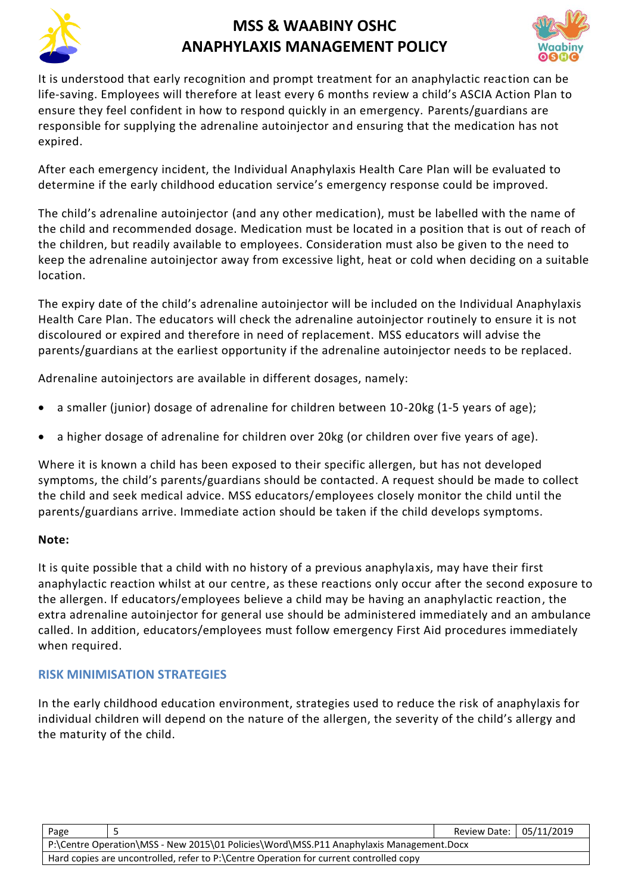It is understood that early recognition and prompt treatment for an anaphylactic reaction can be life-saving. Employees will therefore at least every 6 months review a child's ASCIA Action Plan to ensure they feel confident in how to respond quickly in an emergency. Parents/guardians are responsible for supplying the adrenaline autoinjector and ensuring that the medication has not expired.

After each emergency incident, the Individual Anaphylaxis Health Care Plan will be evaluated to determine if the early childhood education service's emergency response could be improved.

The child's adrenaline autoinjector (and any other medication), must be labelled with the name of the child and recommended dosage. Medication must be located in a position that is out of reach of the children, but readily available to employees. Consideration must also be given to the need to keep the adrenaline autoinjector away from excessive light, heat or cold when deciding on a suitable location.

The expiry date of the child's adrenaline autoinjector will be included on the Individual Anaphylaxis Health Care Plan. The educators will check the adrenaline autoinjector routinely to ensure it is not discoloured or expired and therefore in need of replacement. MSS educators will advise the parents/guardians at the earliest opportunity if the adrenaline autoinjector needs to be replaced.

Adrenaline autoinjectors are available in different dosages, namely:

- a smaller (junior) dosage of adrenaline for children between 10-20kg (1-5 years of age);
- a higher dosage of adrenaline for children over 20kg (or children over five years of age).

Where it is known a child has been exposed to their specific allergen, but has not developed symptoms, the child's parents/guardians should be contacted. A request should be made to collect the child and seek medical advice. MSS educators/employees closely monitor the child until the parents/guardians arrive. Immediate action should be taken if the child develops symptoms.

**Note:**

It is quite possible that a child with no history of a previous anaphylaxis, may have their first anaphylactic reaction whilst at our centre, as these reactions only occur after the second exposure to the allergen. If educators/employees believe a child may be having an anaphylactic reaction, the extra adrenaline autoinjector for general use should be administered immediately and an ambulance called. In addition, educators/employees must follow emergency First Aid procedures immediately when required.

## RISK MINIMISATION STRATEGIES

In the early childhood education environment, strategies used to reduce the risk of anaphylaxis for individual children will depend on the nature of the allergen, the severity of the child's allergy and the maturity of the child.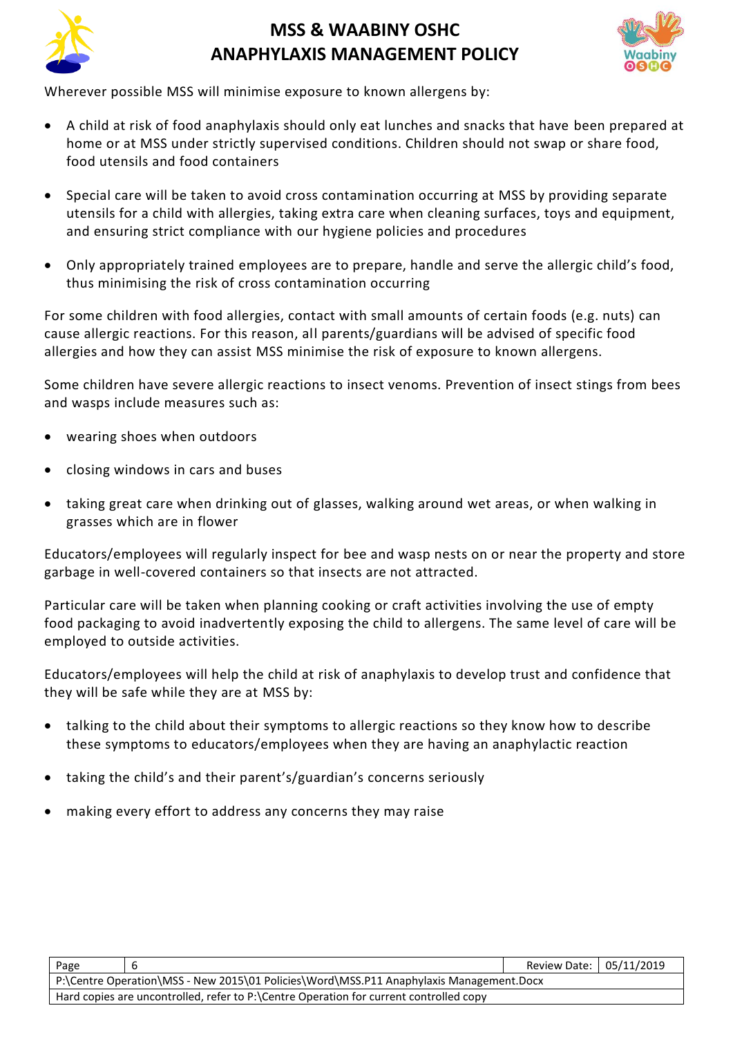Wherever possible MSS will minimise exposure to known allergens by:

- A child at risk of food anaphylaxis should only eat lunches and snacks that have been prepared at home or at MSS under strictly supervised conditions. Children should not swap or share food, food utensils and food containers
- Special care will be taken to avoid cross contamination occurring at MSS by providing separate utensils for a child with allergies, taking extra care when cleaning surfaces, toys and equipment, and ensuring strict compliance with our hygiene policies and procedures
- Only appropriately trained employees are to prepare, handle and serve the allergic child's food, thus minimising the risk of cross contamination occurring

For some children with food allergies, contact with small amounts of certain foods (e.g. nuts) can cause allergic reactions. For this reason, all parents/guardians will be advised of specific food allergies and how they can assist MSS minimise the risk of exposure to known allergens.

Some children have severe allergic reactions to insect venoms. Prevention of insect stings from bees and wasps include measures such as:

- wearing shoes when outdoors
- closing windows in cars and buses
- taking great care when drinking out of glasses, walking around wet areas, or when walking in grasses which are in flower

Educators/employees will regularly inspect for bee and wasp nests on or near the property and store garbage in well-covered containers so that insects are not attracted.

Particular care will be taken when planning cooking or craft activities involving the use of empty food packaging to avoid inadvertently exposing the child to allergens. The same level of care will be employed to outside activities.

Educators/employees will help the child at risk of anaphylaxis to develop trust and confidence that they will be safe while they are at MSS by:

- talking to the child about their symptoms to allergic reactions so they know how to describe these symptoms to educators/employees when they are having an anaphylactic reaction
- taking the child's and their parent's/guardian's concerns seriously
- making every effort to address any concerns they may raise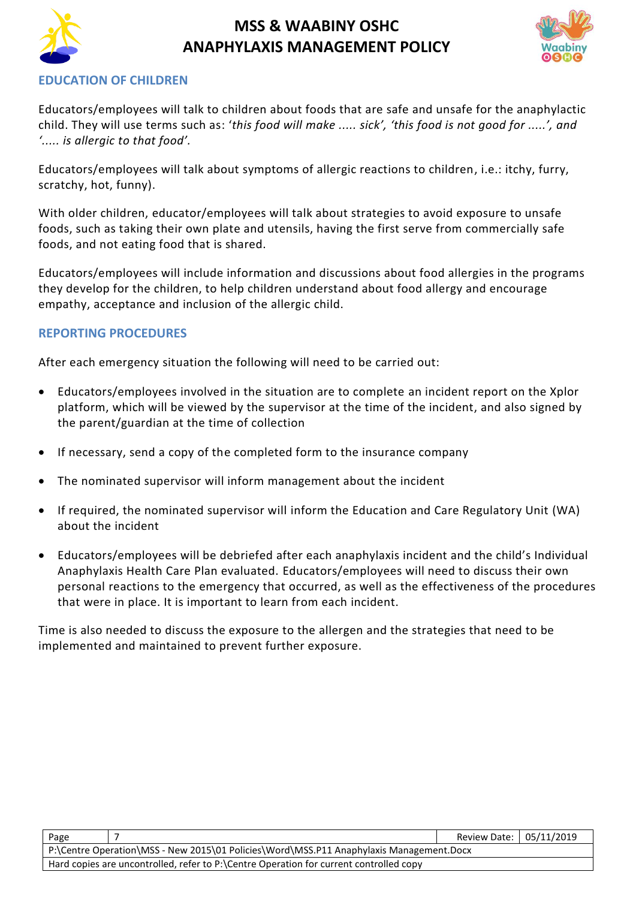## EDUCATION OF CHILDREN

Educators/employees will talk to children about foods that are safe and unsafe for the anaphylactic child. They will use terms such as: '*this food will make ..... sick', 'this food is not good for .....', and '..... is allergic to that food'.*

Educators/employees will talk about symptoms of allergic reactions to children, i.e.: itchy, furry, scratchy, hot, funny).

With older children, educator/employees will talk about strategies to avoid exposure to unsafe foods, such as taking their own plate and utensils, having the first serve from commercially safe foods, and not eating food that is shared.

Educators/employees will include information and discussions about food allergies in the programs they develop for the children, to help children understand about food allergy and encourage empathy, acceptance and inclusion of the allergic child.

## REPORTING PROCEDURES

After each emergency situation the following will need to be carried out:

- Educators/employees involved in the situation are to complete an incident report on the Xplor platform, which will be viewed by the supervisor at the time of the incident, and also signed by the parent/guardian at the time of collection
- If necessary, send a copy of the completed form to the insurance company
- The nominated supervisor will inform management about the incident
- If required, the nominated supervisor will inform the Education and Care Regulatory Unit (WA) about the incident
- Educators/employees will be debriefed after each anaphylaxis incident and the child's Individual Anaphylaxis Health Care Plan evaluated. Educators/employees will need to discuss their own personal reactions to the emergency that occurred, as well as the effectiveness of the procedures that were in place. It is important to learn from each incident.

Time is also needed to discuss the exposure to the allergen and the strategies that need to be implemented and maintained to prevent further exposure.